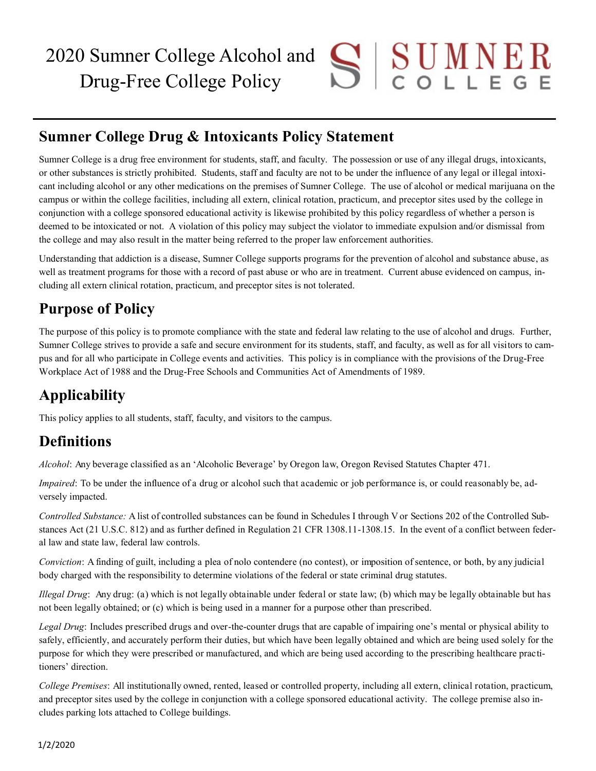# 2020 Sumner College Alcohol and Drug-Free College Policy

## Sumner College Drug & Intoxicants Policy Statement

Sumner College is a drug free environment for students, staff, and faculty. The possession or use of any illegal drugs, intoxicants, or other substances is strictly prohibited. Students, staff and faculty are not to be under the influence of any legal or illegal intoxicant including alcohol or any other medications on the premises of Sumner College. The use of alcohol or medical marijuana on the campus or within the college facilities, including all extern, clinical rotation, practicum, and preceptor sites used by the college in conjunction with a college sponsored educational activity is likewise prohibited by this policy regardless of whether a person is deemed to be intoxicated or not. A violation of this policy may subject the violator to immediate expulsion and/or dismissal from the college and may also result in the matter being referred to the proper law enforcement authorities.

Understanding that addiction is a disease, Sumner College supports programs for the prevention of alcohol and substance abuse, as well as treatment programs for those with a record of past abuse or who are in treatment. Current abuse evidenced on campus, including all extern clinical rotation, practicum, and preceptor sites is not tolerated.

## Purpose of Policy

The purpose of this policy is to promote compliance with the state and federal law relating to the use of alcohol and drugs. Further, Sumner College strives to provide a safe and secure environment for its students, staff, and faculty, as well as for all visitors to campus and for all who participate in College events and activities. This policy is in compliance with the provisions of the Drug-Free Workplace Act of 1988 and the Drug-Free Schools and Communities Act of Amendments of 1989.

## Applicability

This policy applies to all students, staff, faculty, and visitors to the campus.

## Definitions

*Alcohol*: Any beverage classified as an 'Alcoholic Beverage' by Oregon law, Oregon Revised Statutes Chapter 471.

*Impaired*: To be under the influence of a drug or alcohol such that academic or job performance is, or could reasonably be, adversely impacted.

*Controlled Substance:* A list of controlled substances can be found in Schedules I through V or Sections 202 of the Controlled Substances Act (21 U.S.C. 812) and as further defined in Regulation 21 CFR 1308.11-1308.15. In the event of a conflict between federal law and state law, federal law controls.

*Conviction*: A finding of guilt, including a plea of nolo contendere (no contest), or imposition of sentence, or both, by any judicial body charged with the responsibility to determine violations of the federal or state criminal drug statutes.

*Illegal Drug*: Any drug: (a) which is not legally obtainable under federal or state law; (b) which may be legally obtainable but has not been legally obtained; or (c) which is being used in a manner for a purpose other than prescribed.

*Legal Drug*: Includes prescribed drugs and over-the-counter drugs that are capable of impairing one's mental or physical ability to safely, efficiently, and accurately perform their duties, but which have been legally obtained and which are being used solely for the purpose for which they were prescribed or manufactured, and which are being used according to the prescribing healthcare practitioners' direction.

*College Premises*: All institutionally owned, rented, leased or controlled property, including all extern, clinical rotation, practicum, and preceptor sites used by the college in conjunction with a college sponsored educational activity. The college premise also includes parking lots attached to College buildings.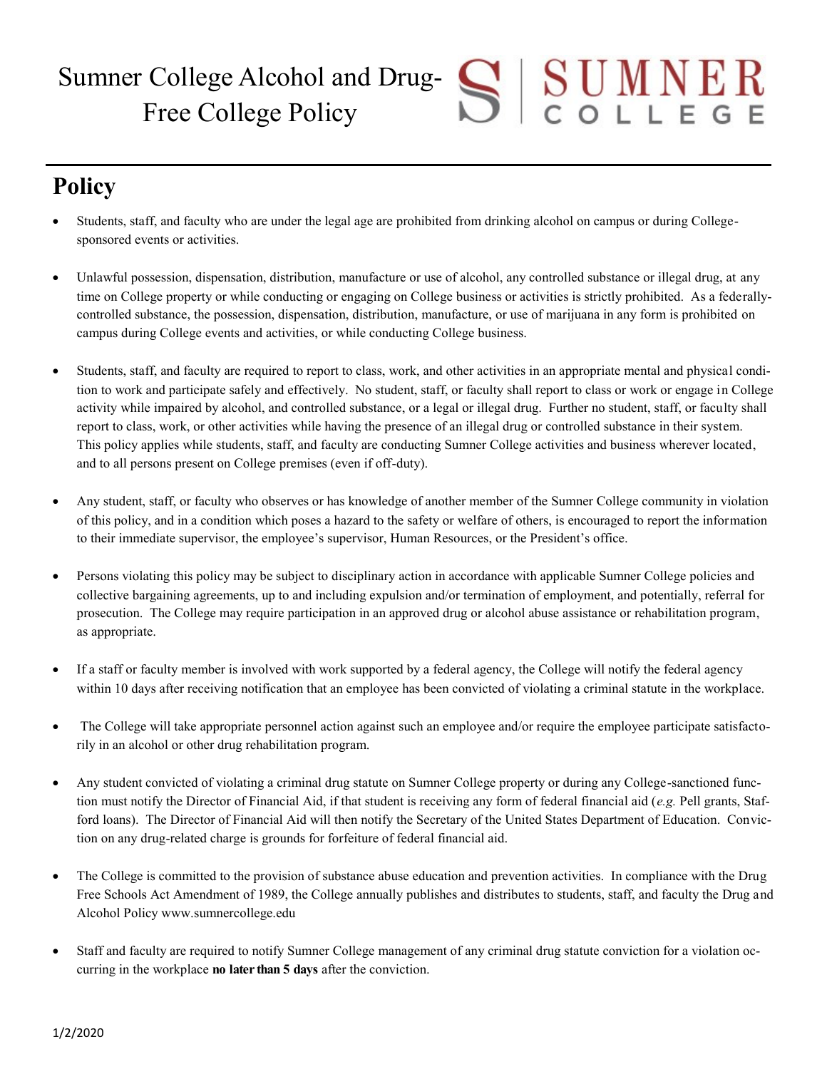# Sumner College Alcohol and Drug-Free College Policy

## Policy

- Students, staff, and faculty who are under the legal age are prohibited from drinking alcohol on campus or during College-sponsored events or activities.

- Unlawful possession, dispensation, distribution, manufacture or use of alcohol, any controlled substance or illegal drug, at any time on College property or while conducting or engaging on College business or activities is strictly prohibited. As a federally-controlled substance, the possession, dispensation, distribution, manufacture, or use of marijuana in any form is prohibited on campus during College events and activities, or while conducting College business.

- Students, staff, and faculty are required to report to class, work, and other activities in an appropriate mental and physical condition to work and participate safely and effectively. No student, staff, or faculty shall report to class or work or engage in College activity while impaired by alcohol, and controlled substance, or a legal or illegal drug. Further no student, staff, or faculty shall report to class, work, or other activities while having the presence of an illegal drug or controlled substance in their system. This policy applies while students, staff, and faculty are conducting Sumner College activities and business wherever located, and to all persons present on College premises (even if off-duty).

- Any student, staff, or faculty who observes or has knowledge of another member of the Sumner College community in violation of this policy, and in a condition which poses a hazard to the safety or welfare of others, is encouraged to report the information to their immediate supervisor, the employee's supervisor, Human Resources, or the President's office.

- Persons violating this policy may be subject to disciplinary action in accordance with applicable Sumner College policies and collective bargaining agreements, up to and including expulsion and/or termination of employment, and potentially, referral for prosecution. The College may require participation in an approved drug or alcohol abuse assistance or rehabilitation program, as appropriate.

- If a staff or faculty member is involved with work supported by a federal agency, the College will notify the federal agency within 10 days after receiving notification that an employee has been convicted of violating a criminal statute in the workplace.

- The College will take appropriate personnel action against such an employee and/or require the employee participate satisfactorily in an alcohol or other drug rehabilitation program.

- Any student convicted of violating a criminal drug statute on Sumner College property or during any College-sanctioned function must notify the Director of Financial Aid, if that student is receiving any form of federal financial aid (*e.g.* Pell grants, Stafford loans). The Director of Financial Aid will then notify the Secretary of the United States Department of Education. Conviction on any drug-related charge is grounds for forfeiture of federal financial aid.

- The College is committed to the provision of substance abuse education and prevention activities. In compliance with the Drug Free Schools Act Amendment of 1989, the College annually publishes and distributes to students, staff, and faculty the Drug and Alcohol Policy www.sumnercollege.edu

- Staff and faculty are required to notify Sumner College management of any criminal drug statute conviction for a violation occurring in the workplace **no later than 5 days** after the conviction.

1/2/2020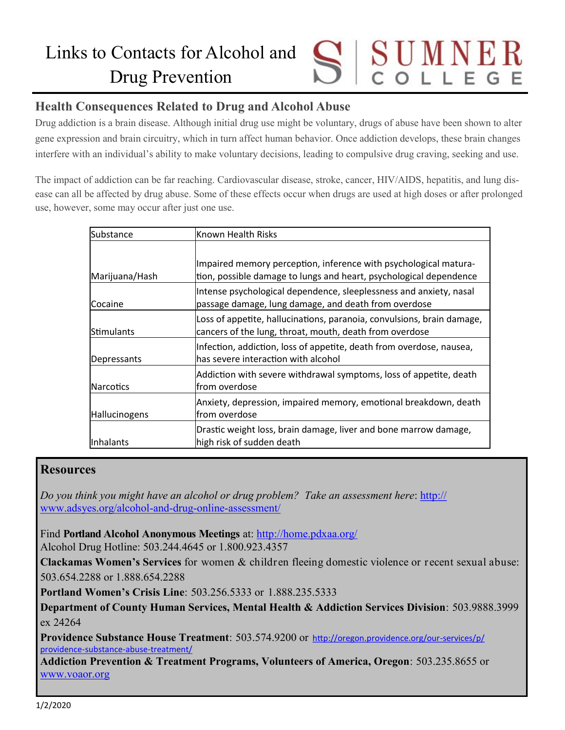# Links to Contacts for Alcohol and Drug Prevention

SUMNER COLLEGE

## Health Consequences Related to Drug and Alcohol Abuse

Drug addiction is a brain disease. Although initial drug use might be voluntary, drugs of abuse have been shown to alter gene expression and brain circuitry, which in turn affect human behavior. Once addiction develops, these brain changes interfere with an individual's ability to make voluntary decisions, leading to compulsive drug craving, seeking and use.

The impact of addiction can be far reaching. Cardiovascular disease, stroke, cancer, HIV/AIDS, hepatitis, and lung disease can all be affected by drug abuse. Some of these effects occur when drugs are used at high doses or after prolonged use, however, some may occur after just one use.

| Substance | Known Health Risks |
|---|---|
| Marijuana/Hash | Impaired memory perception, inference with psychological maturation, possible damage to lungs and heart, psychological dependence |
| Cocaine | Intense psychological dependence, sleeplessness and anxiety, nasal passage damage, lung damage, and death from overdose |
| Stimulants | Loss of appetite, hallucinations, paranoia, convulsions, brain damage, cancers of the lung, throat, mouth, death from overdose |
| Depressants | Infection, addiction, loss of appetite, death from overdose, nausea, has severe interaction with alcohol |
| Narcotics | Addiction with severe withdrawal symptoms, loss of appetite, death from overdose |
| Hallucinogens | Anxiety, depression, impaired memory, emotional breakdown, death from overdose |
| Inhalants | Drastic weight loss, brain damage, liver and bone marrow damage, high risk of sudden death |

## Resources

*Do you think you might have an alcohol or drug problem? Take an assessment here*: http://www.adsyes.org/alcohol-and-drug-online-assessment/

Find **Portland Alcohol Anonymous Meetings** at: http://home.pdxaa.org/
Alcohol Drug Hotline: 503.244.4645 or 1.800.923.4357

**Clackamas Women's Services** for women & children fleeing domestic violence or recent sexual abuse: 503.654.2288 or 1.888.654.2288

**Portland Women's Crisis Line**: 503.256.5333 or 1.888.235.5333

**Department of County Human Services, Mental Health & Addiction Services Division**: 503.9888.3999 ex 24264

**Providence Substance House Treatment**: 503.574.9200 or http://oregon.providence.org/our-services/p/providence-substance-abuse-treatment/

**Addiction Prevention & Treatment Programs, Volunteers of America, Oregon**: 503.235.8655 or www.voaor.org

1/2/2020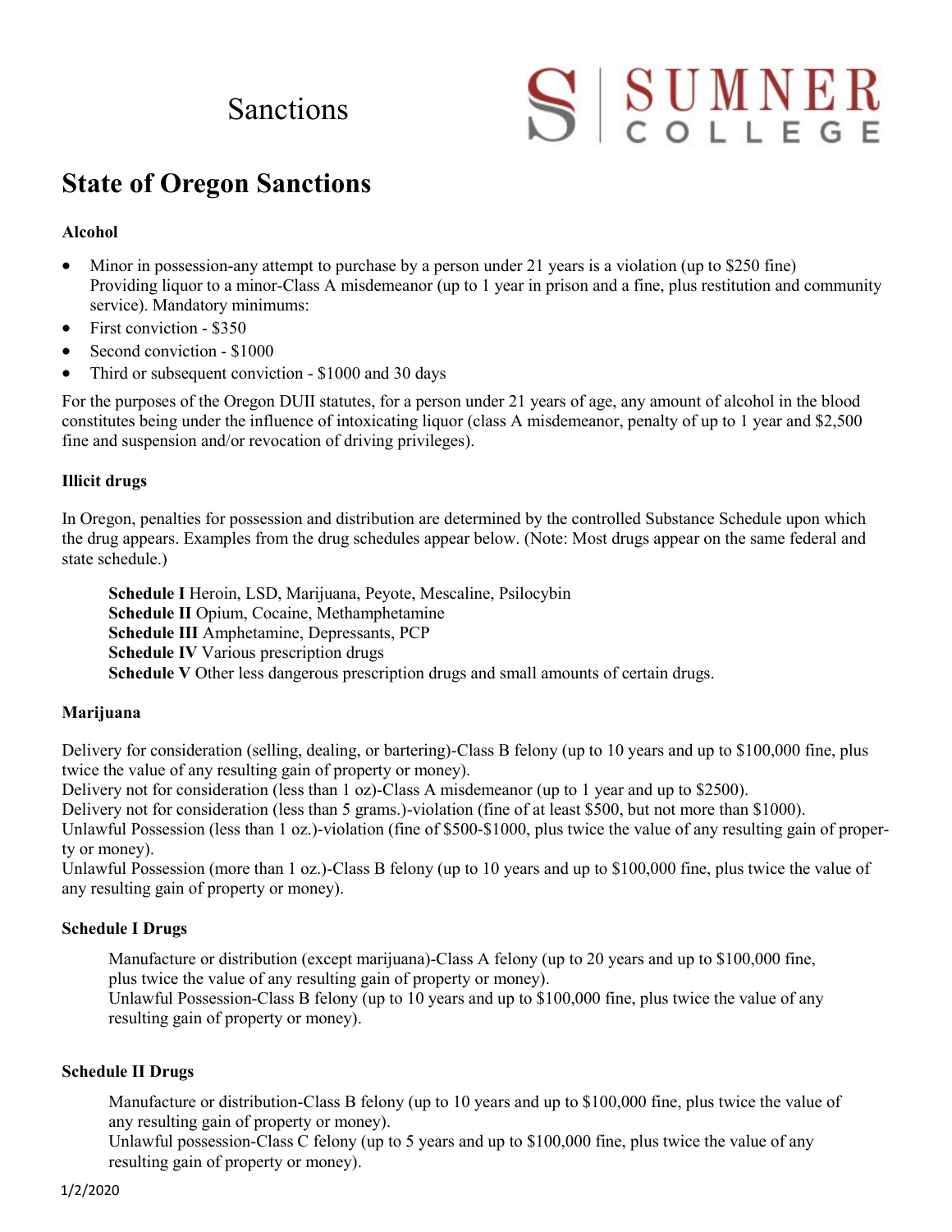# Sanctions

## State of Oregon Sanctions

**Alcohol**

- Minor in possession-any attempt to purchase by a person under 21 years is a violation (up to $250 fine) Providing liquor to a minor-Class A misdemeanor (up to 1 year in prison and a fine, plus restitution and community service). Mandatory minimums:
- First conviction - $350
- Second conviction - $1000
- Third or subsequent conviction - $1000 and 30 days

For the purposes of the Oregon DUII statutes, for a person under 21 years of age, any amount of alcohol in the blood constitutes being under the influence of intoxicating liquor (class A misdemeanor, penalty of up to 1 year and $2,500 fine and suspension and/or revocation of driving privileges).

**Illicit drugs**

In Oregon, penalties for possession and distribution are determined by the controlled Substance Schedule upon which the drug appears. Examples from the drug schedules appear below. (Note: Most drugs appear on the same federal and state schedule.)

**Schedule I** Heroin, LSD, Marijuana, Peyote, Mescaline, Psilocybin
**Schedule II** Opium, Cocaine, Methamphetamine
**Schedule III** Amphetamine, Depressants, PCP
**Schedule IV** Various prescription drugs
**Schedule V** Other less dangerous prescription drugs and small amounts of certain drugs.

**Marijuana**

Delivery for consideration (selling, dealing, or bartering)-Class B felony (up to 10 years and up to $100,000 fine, plus twice the value of any resulting gain of property or money).
Delivery not for consideration (less than 1 oz)-Class A misdemeanor (up to 1 year and up to $2500).
Delivery not for consideration (less than 5 grams.)-violation (fine of at least $500, but not more than $1000).
Unlawful Possession (less than 1 oz.)-violation (fine of $500-$1000, plus twice the value of any resulting gain of property or money).
Unlawful Possession (more than 1 oz.)-Class B felony (up to 10 years and up to $100,000 fine, plus twice the value of any resulting gain of property or money).

**Schedule I Drugs**

Manufacture or distribution (except marijuana)-Class A felony (up to 20 years and up to $100,000 fine, plus twice the value of any resulting gain of property or money).
Unlawful Possession-Class B felony (up to 10 years and up to $100,000 fine, plus twice the value of any resulting gain of property or money).

**Schedule II Drugs**

Manufacture or distribution-Class B felony (up to 10 years and up to $100,000 fine, plus twice the value of any resulting gain of property or money).
Unlawful possession-Class C felony (up to 5 years and up to $100,000 fine, plus twice the value of any resulting gain of property or money).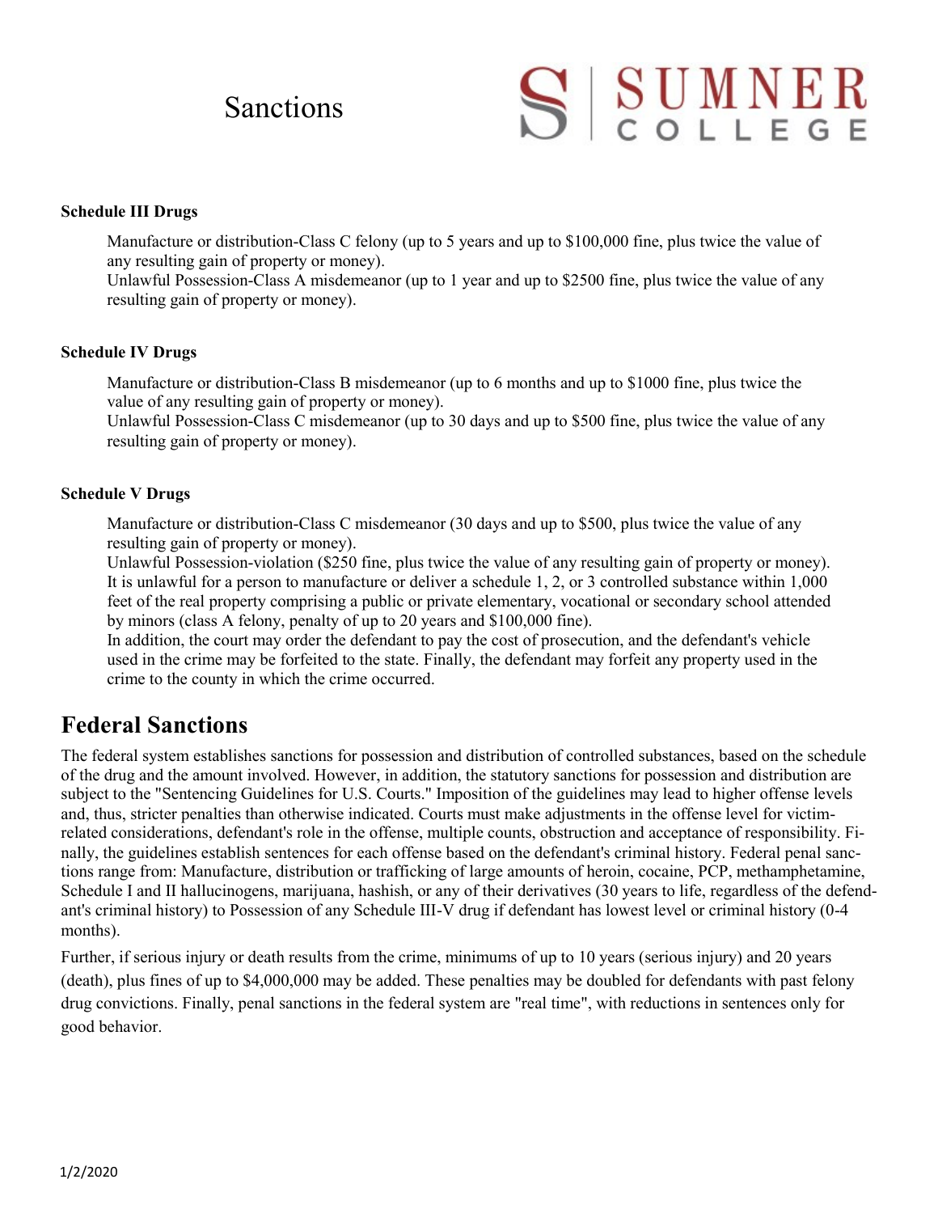# Sanctions

SUMNER COLLEGE

**Schedule III Drugs**

Manufacture or distribution-Class C felony (up to 5 years and up to $100,000 fine, plus twice the value of any resulting gain of property or money).
Unlawful Possession-Class A misdemeanor (up to 1 year and up to $2500 fine, plus twice the value of any resulting gain of property or money).

**Schedule IV Drugs**

Manufacture or distribution-Class B misdemeanor (up to 6 months and up to $1000 fine, plus twice the value of any resulting gain of property or money).
Unlawful Possession-Class C misdemeanor (up to 30 days and up to $500 fine, plus twice the value of any resulting gain of property or money).

**Schedule V Drugs**

Manufacture or distribution-Class C misdemeanor (30 days and up to $500, plus twice the value of any resulting gain of property or money).
Unlawful Possession-violation ($250 fine, plus twice the value of any resulting gain of property or money).
It is unlawful for a person to manufacture or deliver a schedule 1, 2, or 3 controlled substance within 1,000 feet of the real property comprising a public or private elementary, vocational or secondary school attended by minors (class A felony, penalty of up to 20 years and $100,000 fine).
In addition, the court may order the defendant to pay the cost of prosecution, and the defendant's vehicle used in the crime may be forfeited to the state. Finally, the defendant may forfeit any property used in the crime to the county in which the crime occurred.

## Federal Sanctions

The federal system establishes sanctions for possession and distribution of controlled substances, based on the schedule of the drug and the amount involved. However, in addition, the statutory sanctions for possession and distribution are subject to the "Sentencing Guidelines for U.S. Courts." Imposition of the guidelines may lead to higher offense levels and, thus, stricter penalties than otherwise indicated. Courts must make adjustments in the offense level for victim-related considerations, defendant's role in the offense, multiple counts, obstruction and acceptance of responsibility. Finally, the guidelines establish sentences for each offense based on the defendant's criminal history. Federal penal sanctions range from: Manufacture, distribution or trafficking of large amounts of heroin, cocaine, PCP, methamphetamine, Schedule I and II hallucinogens, marijuana, hashish, or any of their derivatives (30 years to life, regardless of the defendant's criminal history) to Possession of any Schedule III-V drug if defendant has lowest level or criminal history (0-4 months).

Further, if serious injury or death results from the crime, minimums of up to 10 years (serious injury) and 20 years (death), plus fines of up to $4,000,000 may be added. These penalties may be doubled for defendants with past felony drug convictions. Finally, penal sanctions in the federal system are "real time", with reductions in sentences only for good behavior.

1/2/2020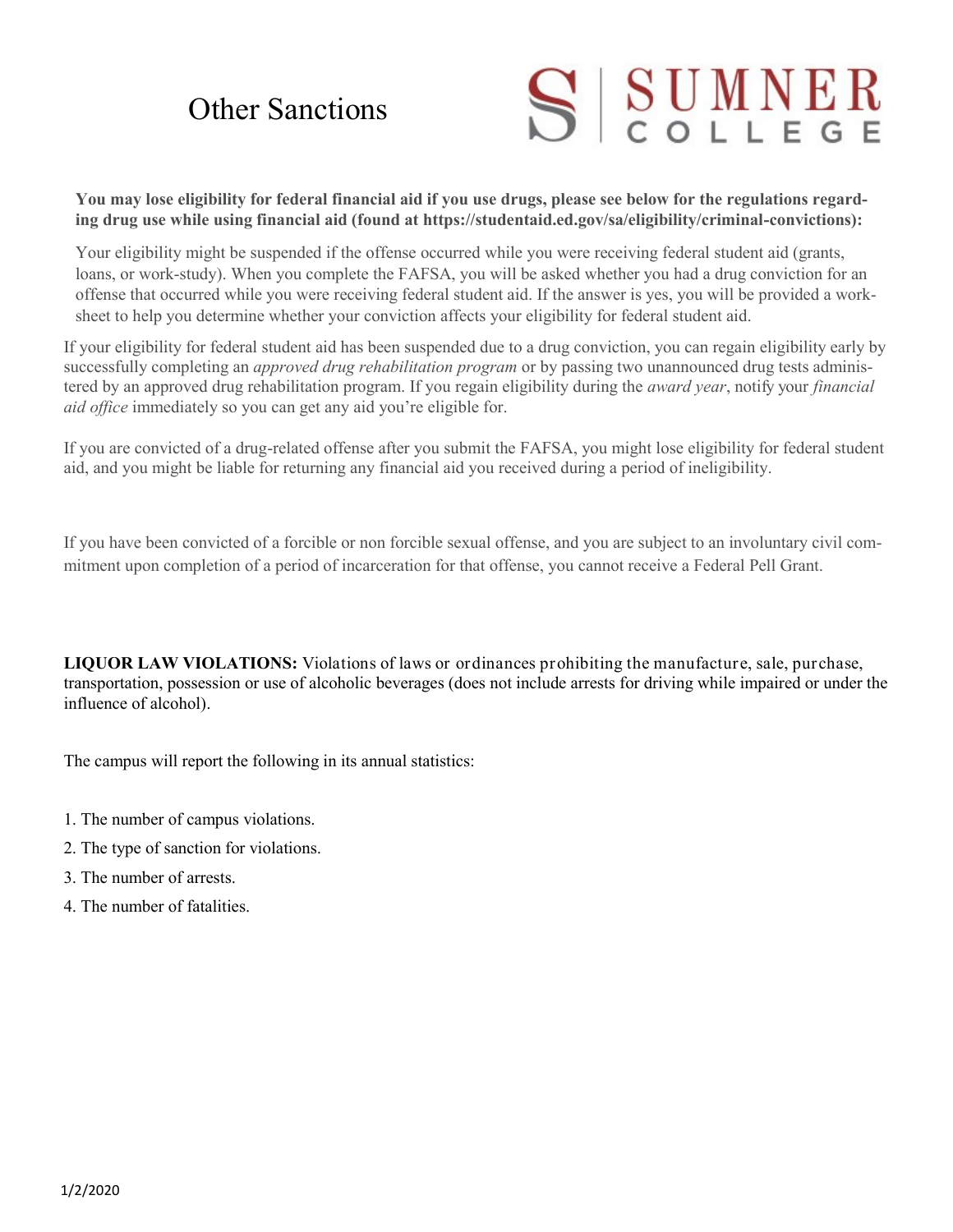# Other Sanctions

**You may lose eligibility for federal financial aid if you use drugs, please see below for the regulations regarding drug use while using financial aid (found at https://studentaid.ed.gov/sa/eligibility/criminal-convictions):**

Your eligibility might be suspended if the offense occurred while you were receiving federal student aid (grants, loans, or work-study). When you complete the FAFSA, you will be asked whether you had a drug conviction for an offense that occurred while you were receiving federal student aid. If the answer is yes, you will be provided a worksheet to help you determine whether your conviction affects your eligibility for federal student aid.

If your eligibility for federal student aid has been suspended due to a drug conviction, you can regain eligibility early by successfully completing an *approved drug rehabilitation program* or by passing two unannounced drug tests administered by an approved drug rehabilitation program. If you regain eligibility during the *award year*, notify your *financial aid office* immediately so you can get any aid you're eligible for.

If you are convicted of a drug-related offense after you submit the FAFSA, you might lose eligibility for federal student aid, and you might be liable for returning any financial aid you received during a period of ineligibility.

If you have been convicted of a forcible or non forcible sexual offense, and you are subject to an involuntary civil commitment upon completion of a period of incarceration for that offense, you cannot receive a Federal Pell Grant.

**LIQUOR LAW VIOLATIONS:** Violations of laws or ordinances prohibiting the manufacture, sale, purchase, transportation, possession or use of alcoholic beverages (does not include arrests for driving while impaired or under the influence of alcohol).

The campus will report the following in its annual statistics:

1. The number of campus violations.
2. The type of sanction for violations.
3. The number of arrests.
4. The number of fatalities.

1/2/2020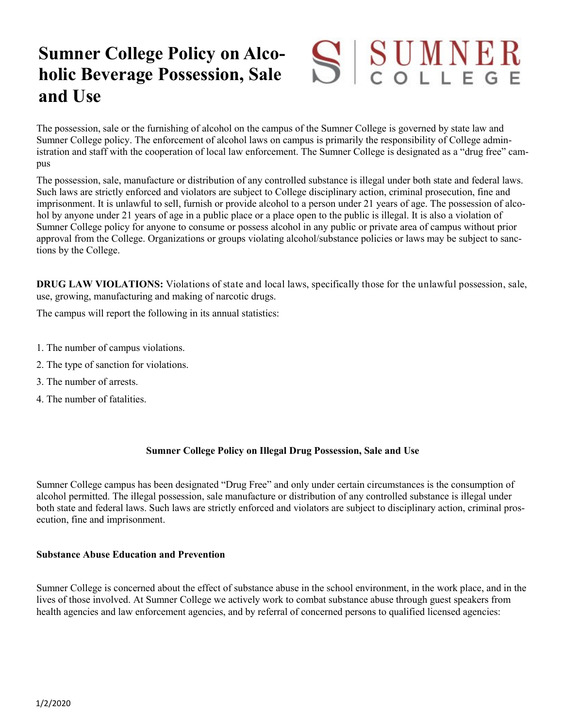# Sumner College Policy on Alcoholic Beverage Possession, Sale and Use

The possession, sale or the furnishing of alcohol on the campus of the Sumner College is governed by state law and Sumner College policy. The enforcement of alcohol laws on campus is primarily the responsibility of College administration and staff with the cooperation of local law enforcement. The Sumner College is designated as a "drug free" campus

The possession, sale, manufacture or distribution of any controlled substance is illegal under both state and federal laws. Such laws are strictly enforced and violators are subject to College disciplinary action, criminal prosecution, fine and imprisonment. It is unlawful to sell, furnish or provide alcohol to a person under 21 years of age. The possession of alcohol by anyone under 21 years of age in a public place or a place open to the public is illegal. It is also a violation of Sumner College policy for anyone to consume or possess alcohol in any public or private area of campus without prior approval from the College. Organizations or groups violating alcohol/substance policies or laws may be subject to sanctions by the College.

**DRUG LAW VIOLATIONS:** Violations of state and local laws, specifically those for the unlawful possession, sale, use, growing, manufacturing and making of narcotic drugs.

The campus will report the following in its annual statistics:

1. The number of campus violations.
2. The type of sanction for violations.
3. The number of arrests.
4. The number of fatalities.

**Sumner College Policy on Illegal Drug Possession, Sale and Use**

Sumner College campus has been designated "Drug Free" and only under certain circumstances is the consumption of alcohol permitted. The illegal possession, sale manufacture or distribution of any controlled substance is illegal under both state and federal laws. Such laws are strictly enforced and violators are subject to disciplinary action, criminal prosecution, fine and imprisonment.

**Substance Abuse Education and Prevention**

Sumner College is concerned about the effect of substance abuse in the school environment, in the work place, and in the lives of those involved. At Sumner College we actively work to combat substance abuse through guest speakers from health agencies and law enforcement agencies, and by referral of concerned persons to qualified licensed agencies: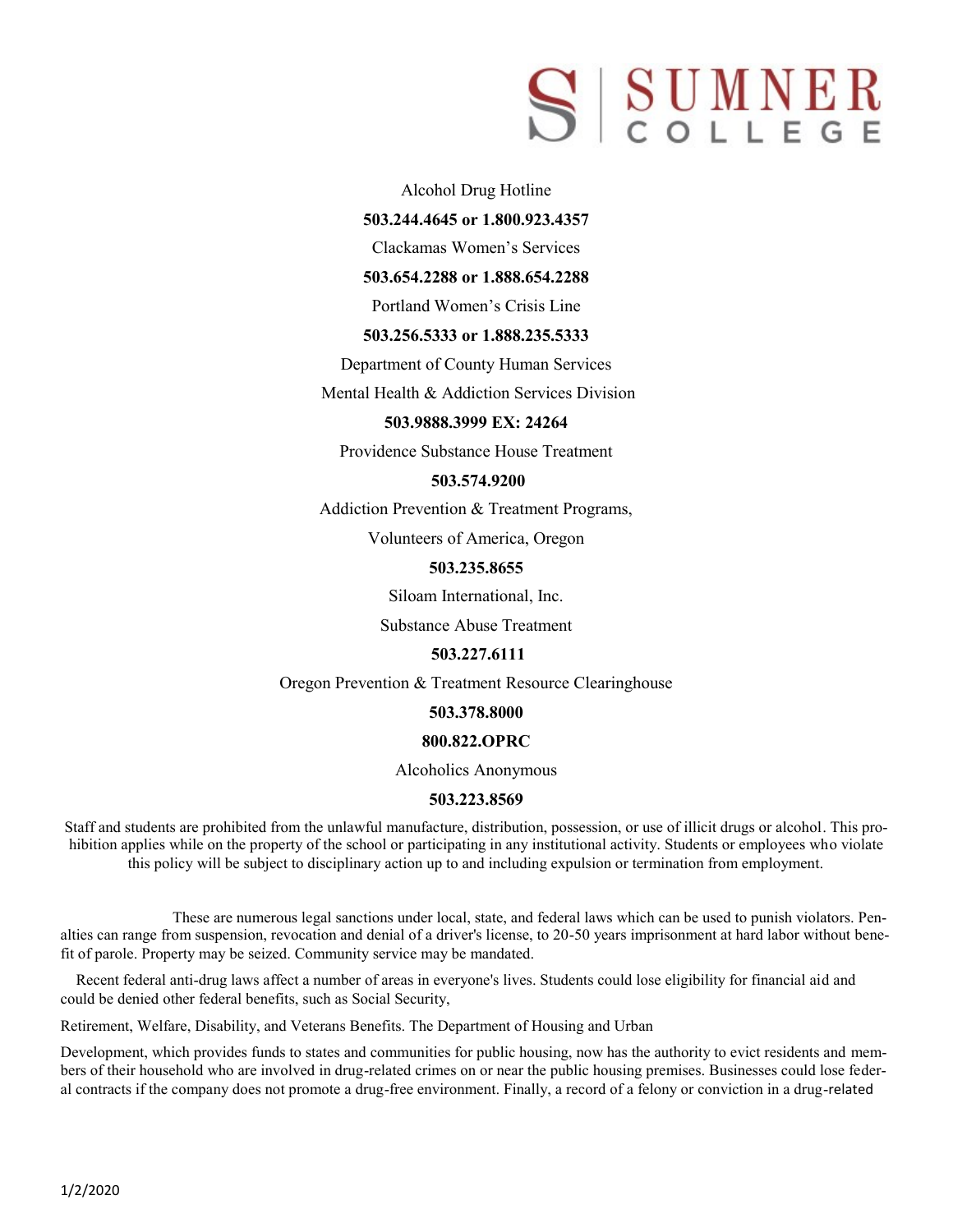Alcohol Drug Hotline

**503.244.4645 or 1.800.923.4357**

Clackamas Women's Services

**503.654.2288 or 1.888.654.2288**

Portland Women's Crisis Line

**503.256.5333 or 1.888.235.5333**

Department of County Human Services

Mental Health & Addiction Services Division

**503.9888.3999 EX: 24264**

Providence Substance House Treatment

**503.574.9200**

Addiction Prevention & Treatment Programs,

Volunteers of America, Oregon

**503.235.8655**

Siloam International, Inc.

Substance Abuse Treatment

**503.227.6111**

Oregon Prevention & Treatment Resource Clearinghouse

**503.378.8000**

**800.822.OPRC**

Alcoholics Anonymous

**503.223.8569**

Staff and students are prohibited from the unlawful manufacture, distribution, possession, or use of illicit drugs or alcohol. This prohibition applies while on the property of the school or participating in any institutional activity. Students or employees who violate this policy will be subject to disciplinary action up to and including expulsion or termination from employment.

These are numerous legal sanctions under local, state, and federal laws which can be used to punish violators. Penalties can range from suspension, revocation and denial of a driver's license, to 20-50 years imprisonment at hard labor without benefit of parole. Property may be seized. Community service may be mandated.

Recent federal anti-drug laws affect a number of areas in everyone's lives. Students could lose eligibility for financial aid and could be denied other federal benefits, such as Social Security,

Retirement, Welfare, Disability, and Veterans Benefits. The Department of Housing and Urban

Development, which provides funds to states and communities for public housing, now has the authority to evict residents and members of their household who are involved in drug-related crimes on or near the public housing premises. Businesses could lose federal contracts if the company does not promote a drug-free environment. Finally, a record of a felony or conviction in a drug-related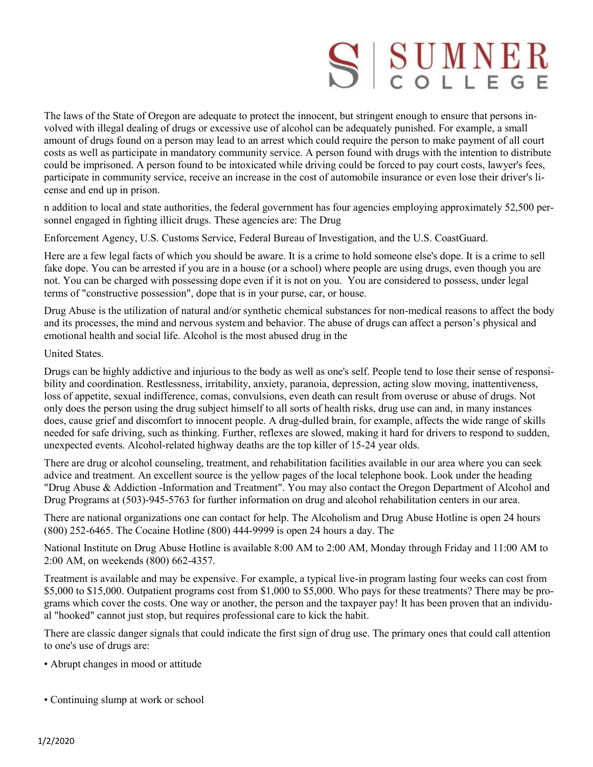The laws of the State of Oregon are adequate to protect the innocent, but stringent enough to ensure that persons involved with illegal dealing of drugs or excessive use of alcohol can be adequately punished. For example, a small amount of drugs found on a person may lead to an arrest which could require the person to make payment of all court costs as well as participate in mandatory community service. A person found with drugs with the intention to distribute could be imprisoned. A person found to be intoxicated while driving could be forced to pay court costs, lawyer's fees, participate in community service, receive an increase in the cost of automobile insurance or even lose their driver's license and end up in prison.

n addition to local and state authorities, the federal government has four agencies employing approximately 52,500 personnel engaged in fighting illicit drugs. These agencies are: The Drug Enforcement Agency, U.S. Customs Service, Federal Bureau of Investigation, and the U.S. CoastGuard.

Here are a few legal facts of which you should be aware. It is a crime to hold someone else's dope. It is a crime to sell fake dope. You can be arrested if you are in a house (or a school) where people are using drugs, even though you are not. You can be charged with possessing dope even if it is not on you. You are considered to possess, under legal terms of "constructive possession", dope that is in your purse, car, or house.

Drug Abuse is the utilization of natural and/or synthetic chemical substances for non-medical reasons to affect the body and its processes, the mind and nervous system and behavior. The abuse of drugs can affect a person's physical and emotional health and social life. Alcohol is the most abused drug in the United States.

Drugs can be highly addictive and injurious to the body as well as one's self. People tend to lose their sense of responsibility and coordination. Restlessness, irritability, anxiety, paranoia, depression, acting slow moving, inattentiveness, loss of appetite, sexual indifference, comas, convulsions, even death can result from overuse or abuse of drugs. Not only does the person using the drug subject himself to all sorts of health risks, drug use can and, in many instances does, cause grief and discomfort to innocent people. A drug-dulled brain, for example, affects the wide range of skills needed for safe driving, such as thinking. Further, reflexes are slowed, making it hard for drivers to respond to sudden, unexpected events. Alcohol-related highway deaths are the top killer of 15-24 year olds.

There are drug or alcohol counseling, treatment, and rehabilitation facilities available in our area where you can seek advice and treatment. An excellent source is the yellow pages of the local telephone book. Look under the heading "Drug Abuse & Addiction -Information and Treatment". You may also contact the Oregon Department of Alcohol and Drug Programs at (503)-945-5763 for further information on drug and alcohol rehabilitation centers in our area.

There are national organizations one can contact for help. The Alcoholism and Drug Abuse Hotline is open 24 hours (800) 252-6465. The Cocaine Hotline (800) 444-9999 is open 24 hours a day. The National Institute on Drug Abuse Hotline is available 8:00 AM to 2:00 AM, Monday through Friday and 11:00 AM to 2:00 AM, on weekends (800) 662-4357.

Treatment is available and may be expensive. For example, a typical live-in program lasting four weeks can cost from $5,000 to $15,000. Outpatient programs cost from $1,000 to $5,000. Who pays for these treatments? There may be programs which cover the costs. One way or another, the person and the taxpayer pay! It has been proven that an individual "hooked" cannot just stop, but requires professional care to kick the habit.

There are classic danger signals that could indicate the first sign of drug use. The primary ones that could call attention to one's use of drugs are:

- Abrupt changes in mood or attitude
- Continuing slump at work or school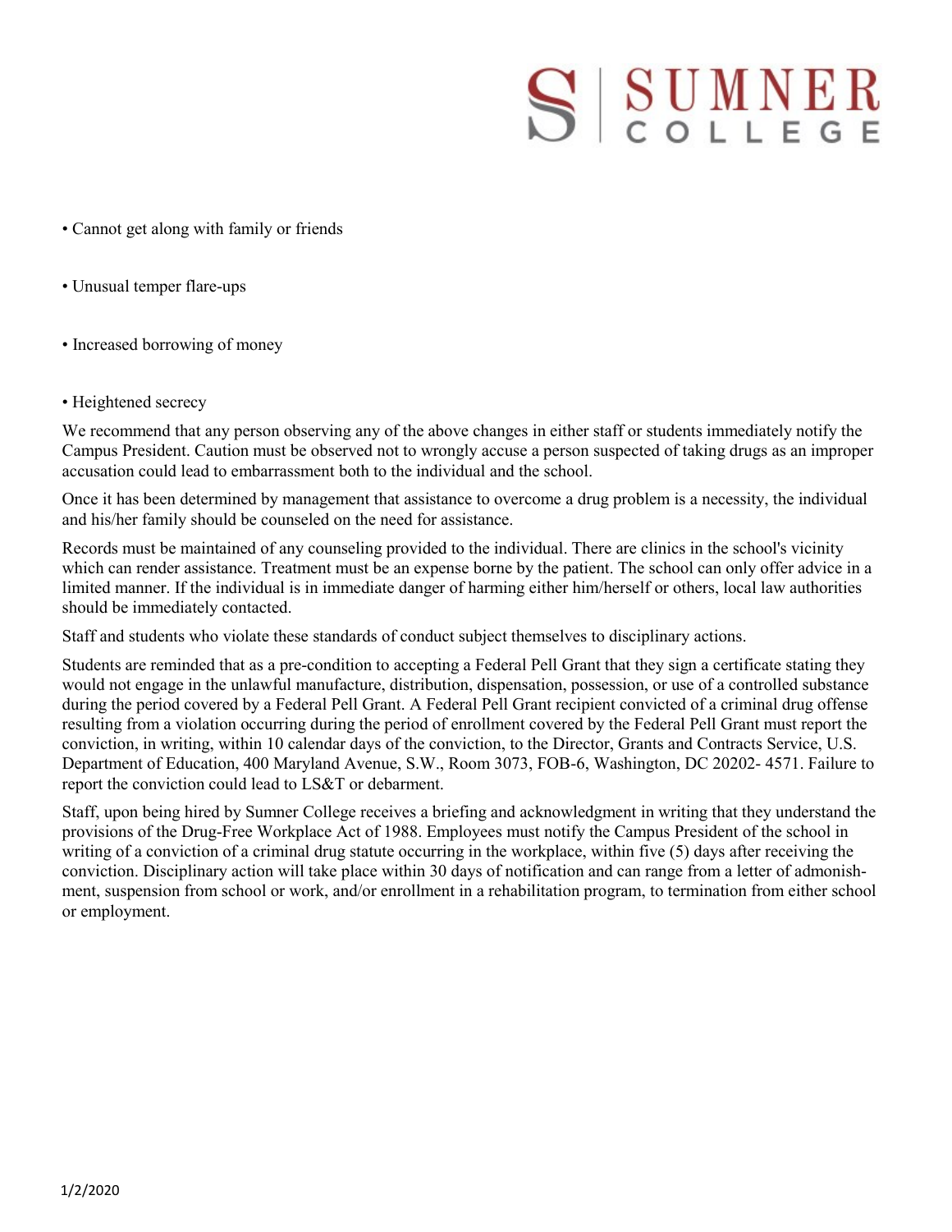- Cannot get along with family or friends

- Unusual temper flare-ups

- Increased borrowing of money

- Heightened secrecy

We recommend that any person observing any of the above changes in either staff or students immediately notify the Campus President. Caution must be observed not to wrongly accuse a person suspected of taking drugs as an improper accusation could lead to embarrassment both to the individual and the school.

Once it has been determined by management that assistance to overcome a drug problem is a necessity, the individual and his/her family should be counseled on the need for assistance.

Records must be maintained of any counseling provided to the individual. There are clinics in the school's vicinity which can render assistance. Treatment must be an expense borne by the patient. The school can only offer advice in a limited manner. If the individual is in immediate danger of harming either him/herself or others, local law authorities should be immediately contacted.

Staff and students who violate these standards of conduct subject themselves to disciplinary actions.

Students are reminded that as a pre-condition to accepting a Federal Pell Grant that they sign a certificate stating they would not engage in the unlawful manufacture, distribution, dispensation, possession, or use of a controlled substance during the period covered by a Federal Pell Grant. A Federal Pell Grant recipient convicted of a criminal drug offense resulting from a violation occurring during the period of enrollment covered by the Federal Pell Grant must report the conviction, in writing, within 10 calendar days of the conviction, to the Director, Grants and Contracts Service, U.S. Department of Education, 400 Maryland Avenue, S.W., Room 3073, FOB-6, Washington, DC 20202- 4571. Failure to report the conviction could lead to LS&T or debarment.

Staff, upon being hired by Sumner College receives a briefing and acknowledgment in writing that they understand the provisions of the Drug-Free Workplace Act of 1988. Employees must notify the Campus President of the school in writing of a conviction of a criminal drug statute occurring in the workplace, within five (5) days after receiving the conviction. Disciplinary action will take place within 30 days of notification and can range from a letter of admonishment, suspension from school or work, and/or enrollment in a rehabilitation program, to termination from either school or employment.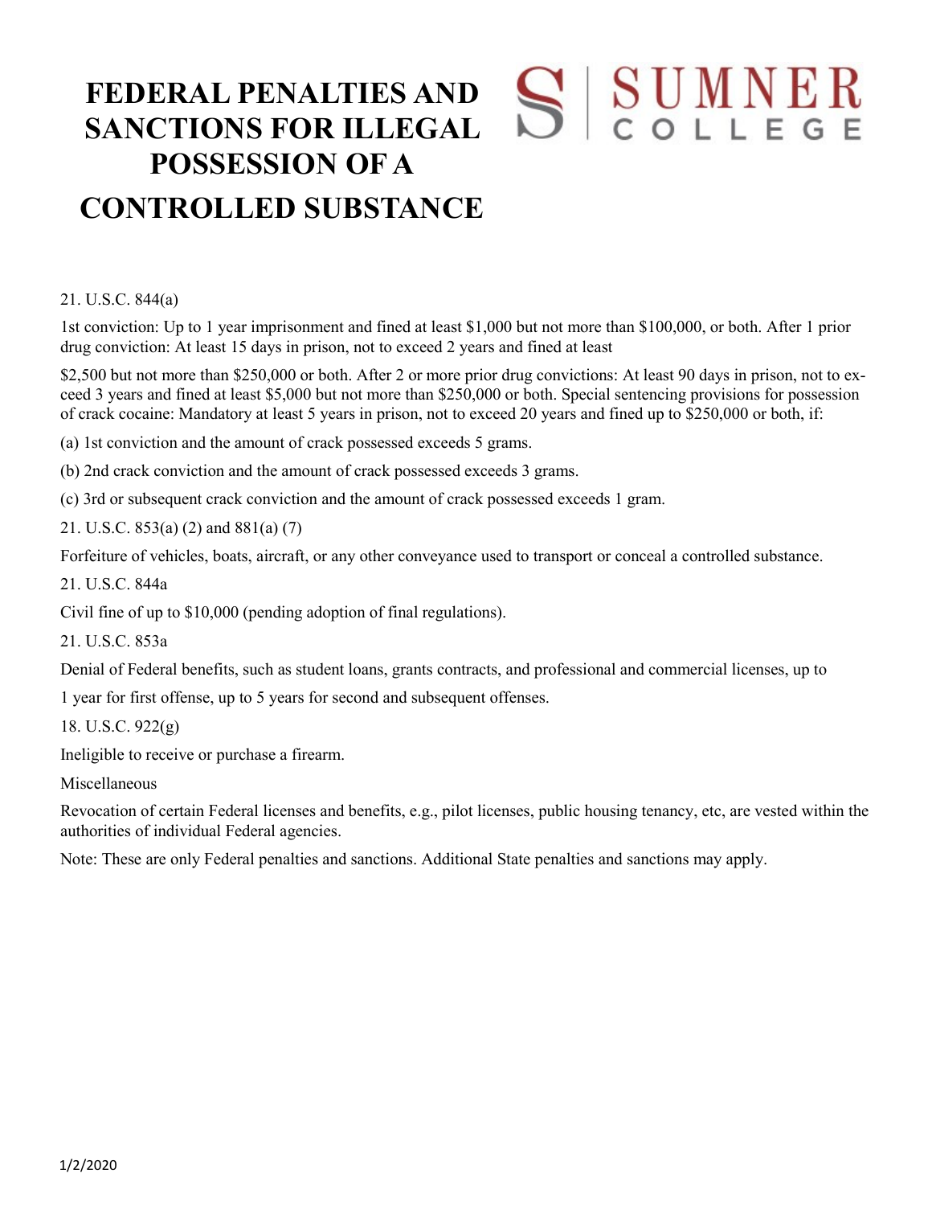# FEDERAL PENALTIES AND SANCTIONS FOR ILLEGAL POSSESSION OF A CONTROLLED SUBSTANCE

SUMNER COLLEGE

21. U.S.C. 844(a)

1st conviction: Up to 1 year imprisonment and fined at least $1,000 but not more than $100,000, or both. After 1 prior drug conviction: At least 15 days in prison, not to exceed 2 years and fined at least

$2,500 but not more than $250,000 or both. After 2 or more prior drug convictions: At least 90 days in prison, not to exceed 3 years and fined at least $5,000 but not more than $250,000 or both. Special sentencing provisions for possession of crack cocaine: Mandatory at least 5 years in prison, not to exceed 20 years and fined up to $250,000 or both, if:

(a) 1st conviction and the amount of crack possessed exceeds 5 grams.

(b) 2nd crack conviction and the amount of crack possessed exceeds 3 grams.

(c) 3rd or subsequent crack conviction and the amount of crack possessed exceeds 1 gram.

21. U.S.C. 853(a) (2) and 881(a) (7)

Forfeiture of vehicles, boats, aircraft, or any other conveyance used to transport or conceal a controlled substance.

21. U.S.C. 844a

Civil fine of up to $10,000 (pending adoption of final regulations).

21. U.S.C. 853a

Denial of Federal benefits, such as student loans, grants contracts, and professional and commercial licenses, up to

1 year for first offense, up to 5 years for second and subsequent offenses.

18. U.S.C. 922(g)

Ineligible to receive or purchase a firearm.

Miscellaneous

Revocation of certain Federal licenses and benefits, e.g., pilot licenses, public housing tenancy, etc, are vested within the authorities of individual Federal agencies.

Note: These are only Federal penalties and sanctions. Additional State penalties and sanctions may apply.

1/2/2020